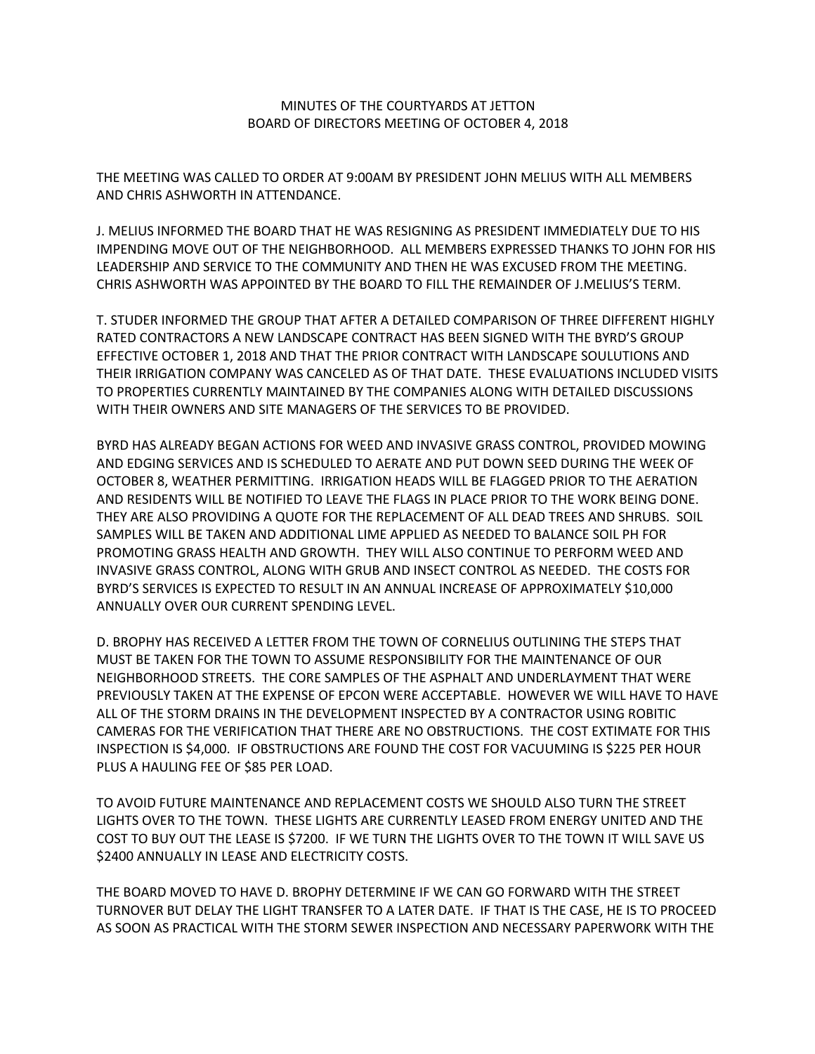MINUTES OF THE COURTYARDS AT JETTON
BOARD OF DIRECTORS MEETING OF OCTOBER 4, 2018

THE MEETING WAS CALLED TO ORDER AT 9:00AM BY PRESIDENT JOHN MELIUS WITH ALL MEMBERS AND CHRIS ASHWORTH IN ATTENDANCE.

J. MELIUS INFORMED THE BOARD THAT HE WAS RESIGNING AS PRESIDENT IMMEDIATELY DUE TO HIS IMPENDING MOVE OUT OF THE NEIGHBORHOOD. ALL MEMBERS EXPRESSED THANKS TO JOHN FOR HIS LEADERSHIP AND SERVICE TO THE COMMUNITY AND THEN HE WAS EXCUSED FROM THE MEETING. CHRIS ASHWORTH WAS APPOINTED BY THE BOARD TO FILL THE REMAINDER OF J.MELIUS'S TERM.

T. STUDER INFORMED THE GROUP THAT AFTER A DETAILED COMPARISON OF THREE DIFFERENT HIGHLY RATED CONTRACTORS A NEW LANDSCAPE CONTRACT HAS BEEN SIGNED WITH THE BYRD'S GROUP EFFECTIVE OCTOBER 1, 2018 AND THAT THE PRIOR CONTRACT WITH LANDSCAPE SOULUTIONS AND THEIR IRRIGATION COMPANY WAS CANCELED AS OF THAT DATE. THESE EVALUATIONS INCLUDED VISITS TO PROPERTIES CURRENTLY MAINTAINED BY THE COMPANIES ALONG WITH DETAILED DISCUSSIONS WITH THEIR OWNERS AND SITE MANAGERS OF THE SERVICES TO BE PROVIDED.

BYRD HAS ALREADY BEGAN ACTIONS FOR WEED AND INVASIVE GRASS CONTROL, PROVIDED MOWING AND EDGING SERVICES AND IS SCHEDULED TO AERATE AND PUT DOWN SEED DURING THE WEEK OF OCTOBER 8, WEATHER PERMITTING. IRRIGATION HEADS WILL BE FLAGGED PRIOR TO THE AERATION AND RESIDENTS WILL BE NOTIFIED TO LEAVE THE FLAGS IN PLACE PRIOR TO THE WORK BEING DONE. THEY ARE ALSO PROVIDING A QUOTE FOR THE REPLACEMENT OF ALL DEAD TREES AND SHRUBS. SOIL SAMPLES WILL BE TAKEN AND ADDITIONAL LIME APPLIED AS NEEDED TO BALANCE SOIL PH FOR PROMOTING GRASS HEALTH AND GROWTH. THEY WILL ALSO CONTINUE TO PERFORM WEED AND INVASIVE GRASS CONTROL, ALONG WITH GRUB AND INSECT CONTROL AS NEEDED. THE COSTS FOR BYRD'S SERVICES IS EXPECTED TO RESULT IN AN ANNUAL INCREASE OF APPROXIMATELY $10,000 ANNUALLY OVER OUR CURRENT SPENDING LEVEL.

D. BROPHY HAS RECEIVED A LETTER FROM THE TOWN OF CORNELIUS OUTLINING THE STEPS THAT MUST BE TAKEN FOR THE TOWN TO ASSUME RESPONSIBILITY FOR THE MAINTENANCE OF OUR NEIGHBORHOOD STREETS. THE CORE SAMPLES OF THE ASPHALT AND UNDERLAYMENT THAT WERE PREVIOUSLY TAKEN AT THE EXPENSE OF EPCON WERE ACCEPTABLE. HOWEVER WE WILL HAVE TO HAVE ALL OF THE STORM DRAINS IN THE DEVELOPMENT INSPECTED BY A CONTRACTOR USING ROBITIC CAMERAS FOR THE VERIFICATION THAT THERE ARE NO OBSTRUCTIONS. THE COST EXTIMATE FOR THIS INSPECTION IS $4,000. IF OBSTRUCTIONS ARE FOUND THE COST FOR VACUUMING IS $225 PER HOUR PLUS A HAULING FEE OF $85 PER LOAD.

TO AVOID FUTURE MAINTENANCE AND REPLACEMENT COSTS WE SHOULD ALSO TURN THE STREET LIGHTS OVER TO THE TOWN. THESE LIGHTS ARE CURRENTLY LEASED FROM ENERGY UNITED AND THE COST TO BUY OUT THE LEASE IS $7200. IF WE TURN THE LIGHTS OVER TO THE TOWN IT WILL SAVE US $2400 ANNUALLY IN LEASE AND ELECTRICITY COSTS.

THE BOARD MOVED TO HAVE D. BROPHY DETERMINE IF WE CAN GO FORWARD WITH THE STREET TURNOVER BUT DELAY THE LIGHT TRANSFER TO A LATER DATE. IF THAT IS THE CASE, HE IS TO PROCEED AS SOON AS PRACTICAL WITH THE STORM SEWER INSPECTION AND NECESSARY PAPERWORK WITH THE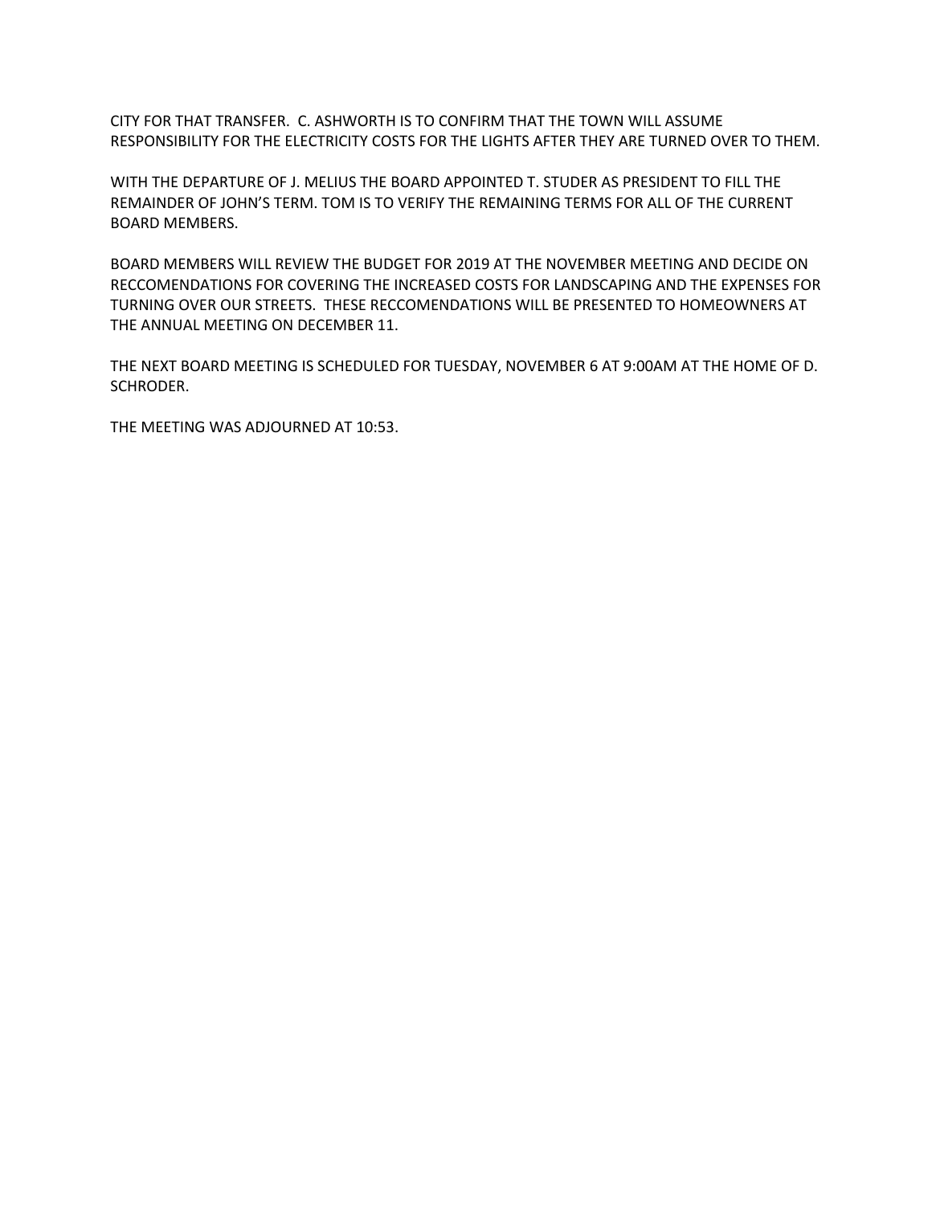CITY FOR THAT TRANSFER. C. ASHWORTH IS TO CONFIRM THAT THE TOWN WILL ASSUME RESPONSIBILITY FOR THE ELECTRICITY COSTS FOR THE LIGHTS AFTER THEY ARE TURNED OVER TO THEM.

WITH THE DEPARTURE OF J. MELIUS THE BOARD APPOINTED T. STUDER AS PRESIDENT TO FILL THE REMAINDER OF JOHN'S TERM. TOM IS TO VERIFY THE REMAINING TERMS FOR ALL OF THE CURRENT BOARD MEMBERS.

BOARD MEMBERS WILL REVIEW THE BUDGET FOR 2019 AT THE NOVEMBER MEETING AND DECIDE ON RECCOMENDATIONS FOR COVERING THE INCREASED COSTS FOR LANDSCAPING AND THE EXPENSES FOR TURNING OVER OUR STREETS. THESE RECCOMENDATIONS WILL BE PRESENTED TO HOMEOWNERS AT THE ANNUAL MEETING ON DECEMBER 11.

THE NEXT BOARD MEETING IS SCHEDULED FOR TUESDAY, NOVEMBER 6 AT 9:00AM AT THE HOME OF D. SCHRODER.

THE MEETING WAS ADJOURNED AT 10:53.